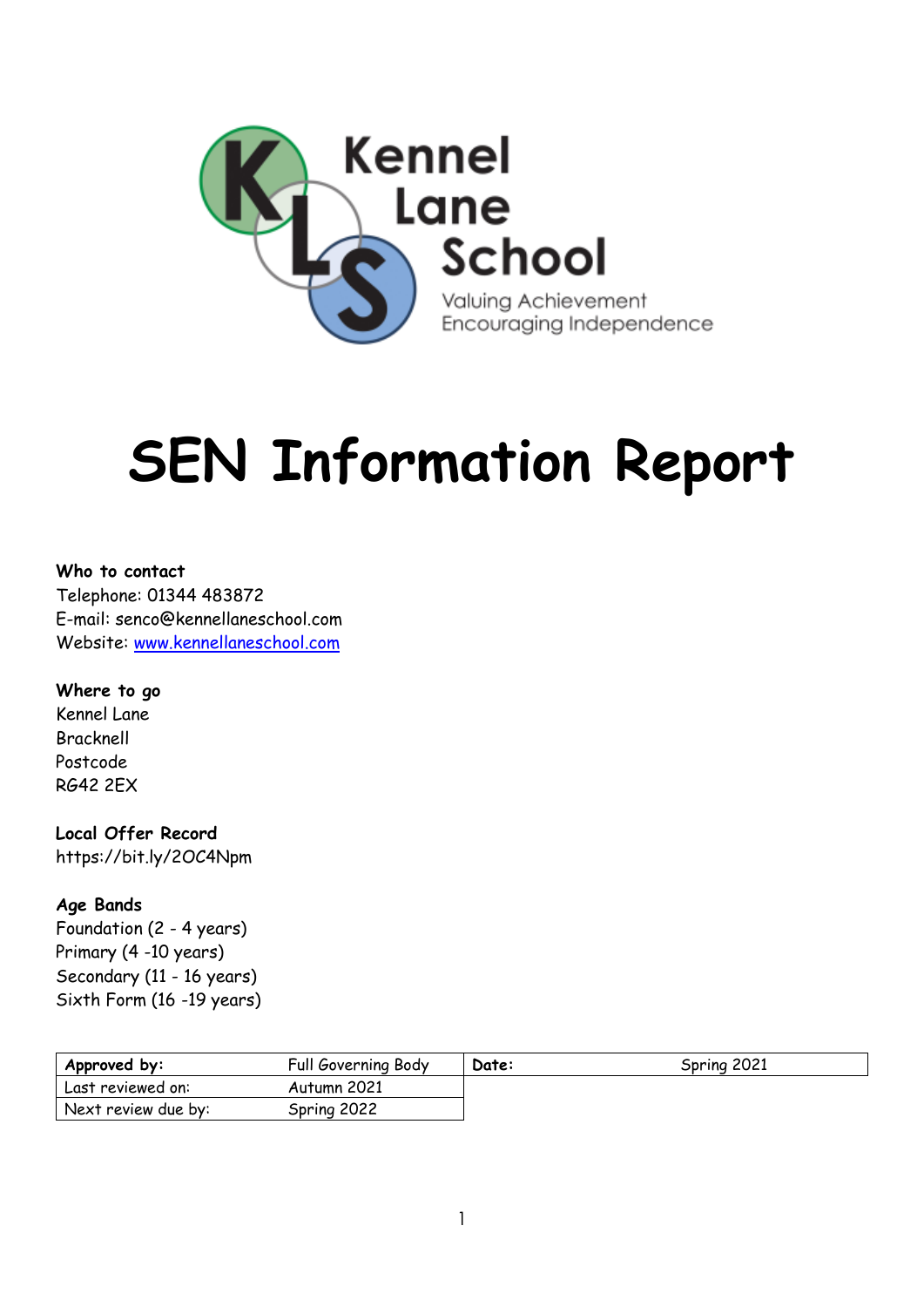Kennel Lane School

Valuing Achievement
Encouraging Independence

# SEN Information Report

**Who to contact**
Telephone: 01344 483872
E-mail: senco@kennellaneschool.com
Website: [www.kennellaneschool.com](http://www.kennellaneschool.com)

**Where to go**
Kennel Lane
Bracknell
Postcode
RG42 2EX

**Local Offer Record**
https://bit.ly/2OC4Npm

**Age Bands**
Foundation (2 - 4 years)
Primary (4 -10 years)
Secondary (11 - 16 years)
Sixth Form (16 -19 years)

| **Approved by:** | Full Governing Body | **Date:** | Spring 2021 |
|---|---|---|---|
| Last reviewed on: | Autumn 2021 | | |
| Next review due by: | Spring 2022 | | |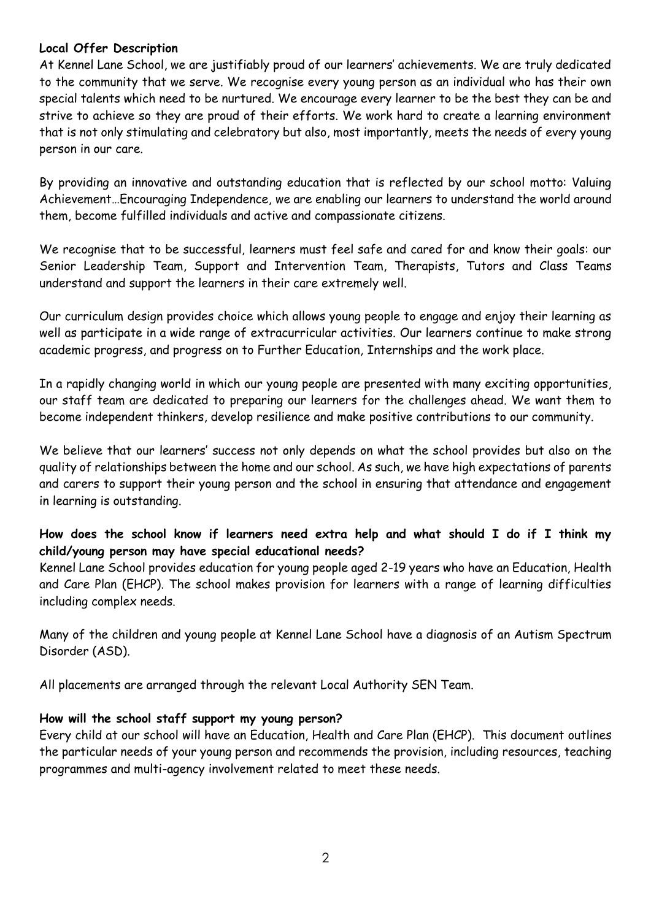**Local Offer Description**

At Kennel Lane School, we are justifiably proud of our learners' achievements. We are truly dedicated to the community that we serve. We recognise every young person as an individual who has their own special talents which need to be nurtured. We encourage every learner to be the best they can be and strive to achieve so they are proud of their efforts. We work hard to create a learning environment that is not only stimulating and celebratory but also, most importantly, meets the needs of every young person in our care.

By providing an innovative and outstanding education that is reflected by our school motto: Valuing Achievement…Encouraging Independence, we are enabling our learners to understand the world around them, become fulfilled individuals and active and compassionate citizens.

We recognise that to be successful, learners must feel safe and cared for and know their goals: our Senior Leadership Team, Support and Intervention Team, Therapists, Tutors and Class Teams understand and support the learners in their care extremely well.

Our curriculum design provides choice which allows young people to engage and enjoy their learning as well as participate in a wide range of extracurricular activities. Our learners continue to make strong academic progress, and progress on to Further Education, Internships and the work place.

In a rapidly changing world in which our young people are presented with many exciting opportunities, our staff team are dedicated to preparing our learners for the challenges ahead. We want them to become independent thinkers, develop resilience and make positive contributions to our community.

We believe that our learners' success not only depends on what the school provides but also on the quality of relationships between the home and our school. As such, we have high expectations of parents and carers to support their young person and the school in ensuring that attendance and engagement in learning is outstanding.

**How does the school know if learners need extra help and what should I do if I think my child/young person may have special educational needs?**

Kennel Lane School provides education for young people aged 2-19 years who have an Education, Health and Care Plan (EHCP). The school makes provision for learners with a range of learning difficulties including complex needs.

Many of the children and young people at Kennel Lane School have a diagnosis of an Autism Spectrum Disorder (ASD).

All placements are arranged through the relevant Local Authority SEN Team.

**How will the school staff support my young person?**

Every child at our school will have an Education, Health and Care Plan (EHCP). This document outlines the particular needs of your young person and recommends the provision, including resources, teaching programmes and multi-agency involvement related to meet these needs.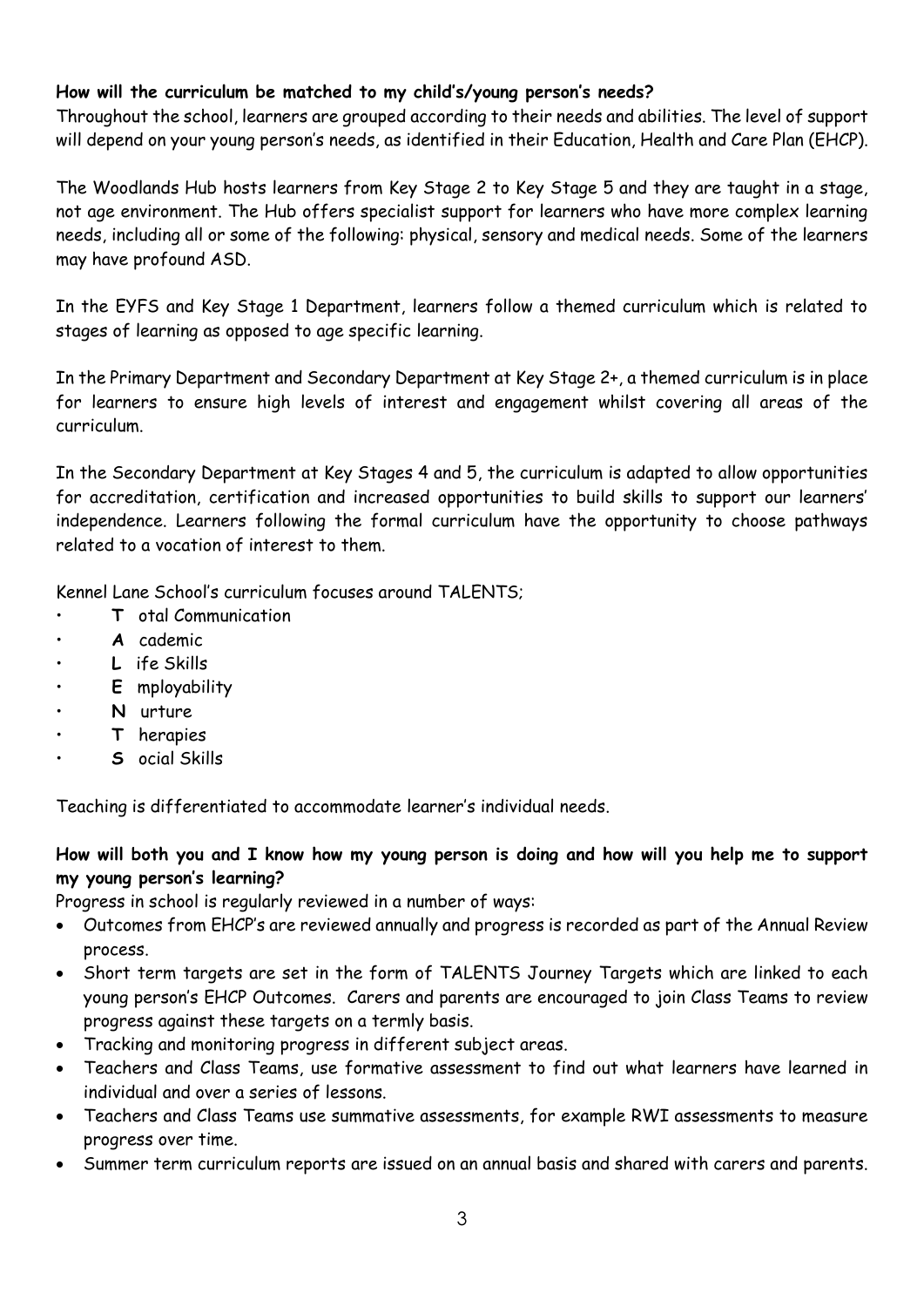**How will the curriculum be matched to my child's/young person's needs?**

Throughout the school, learners are grouped according to their needs and abilities. The level of support will depend on your young person's needs, as identified in their Education, Health and Care Plan (EHCP).

The Woodlands Hub hosts learners from Key Stage 2 to Key Stage 5 and they are taught in a stage, not age environment. The Hub offers specialist support for learners who have more complex learning needs, including all or some of the following: physical, sensory and medical needs. Some of the learners may have profound ASD.

In the EYFS and Key Stage 1 Department, learners follow a themed curriculum which is related to stages of learning as opposed to age specific learning.

In the Primary Department and Secondary Department at Key Stage 2+, a themed curriculum is in place for learners to ensure high levels of interest and engagement whilst covering all areas of the curriculum.

In the Secondary Department at Key Stages 4 and 5, the curriculum is adapted to allow opportunities for accreditation, certification and increased opportunities to build skills to support our learners' independence. Learners following the formal curriculum have the opportunity to choose pathways related to a vocation of interest to them.

Kennel Lane School's curriculum focuses around TALENTS;

- **T** otal Communication
- **A** cademic
- **L** ife Skills
- **E** mployability
- **N** urture
- **T** herapies
- **S** ocial Skills

Teaching is differentiated to accommodate learner's individual needs.

**How will both you and I know how my young person is doing and how will you help me to support my young person's learning?**

Progress in school is regularly reviewed in a number of ways:

- Outcomes from EHCP's are reviewed annually and progress is recorded as part of the Annual Review process.
- Short term targets are set in the form of TALENTS Journey Targets which are linked to each young person's EHCP Outcomes. Carers and parents are encouraged to join Class Teams to review progress against these targets on a termly basis.
- Tracking and monitoring progress in different subject areas.
- Teachers and Class Teams, use formative assessment to find out what learners have learned in individual and over a series of lessons.
- Teachers and Class Teams use summative assessments, for example RWI assessments to measure progress over time.
- Summer term curriculum reports are issued on an annual basis and shared with carers and parents.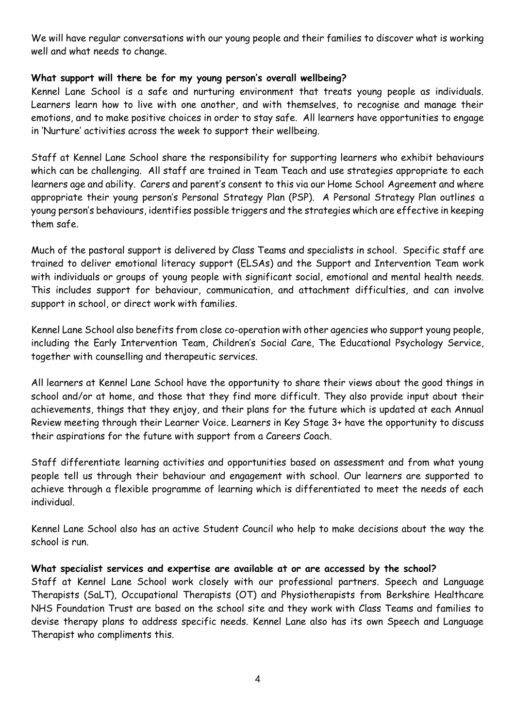We will have regular conversations with our young people and their families to discover what is working well and what needs to change.

**What support will there be for my young person's overall wellbeing?**

Kennel Lane School is a safe and nurturing environment that treats young people as individuals. Learners learn how to live with one another, and with themselves, to recognise and manage their emotions, and to make positive choices in order to stay safe. All learners have opportunities to engage in 'Nurture' activities across the week to support their wellbeing.

Staff at Kennel Lane School share the responsibility for supporting learners who exhibit behaviours which can be challenging. All staff are trained in Team Teach and use strategies appropriate to each learners age and ability. Carers and parent's consent to this via our Home School Agreement and where appropriate their young person's Personal Strategy Plan (PSP). A Personal Strategy Plan outlines a young person's behaviours, identifies possible triggers and the strategies which are effective in keeping them safe.

Much of the pastoral support is delivered by Class Teams and specialists in school. Specific staff are trained to deliver emotional literacy support (ELSAs) and the Support and Intervention Team work with individuals or groups of young people with significant social, emotional and mental health needs. This includes support for behaviour, communication, and attachment difficulties, and can involve support in school, or direct work with families.

Kennel Lane School also benefits from close co-operation with other agencies who support young people, including the Early Intervention Team, Children's Social Care, The Educational Psychology Service, together with counselling and therapeutic services.

All learners at Kennel Lane School have the opportunity to share their views about the good things in school and/or at home, and those that they find more difficult. They also provide input about their achievements, things that they enjoy, and their plans for the future which is updated at each Annual Review meeting through their Learner Voice. Learners in Key Stage 3+ have the opportunity to discuss their aspirations for the future with support from a Careers Coach.

Staff differentiate learning activities and opportunities based on assessment and from what young people tell us through their behaviour and engagement with school. Our learners are supported to achieve through a flexible programme of learning which is differentiated to meet the needs of each individual.

Kennel Lane School also has an active Student Council who help to make decisions about the way the school is run.

**What specialist services and expertise are available at or are accessed by the school?**

Staff at Kennel Lane School work closely with our professional partners. Speech and Language Therapists (SaLT), Occupational Therapists (OT) and Physiotherapists from Berkshire Healthcare NHS Foundation Trust are based on the school site and they work with Class Teams and families to devise therapy plans to address specific needs. Kennel Lane also has its own Speech and Language Therapist who compliments this.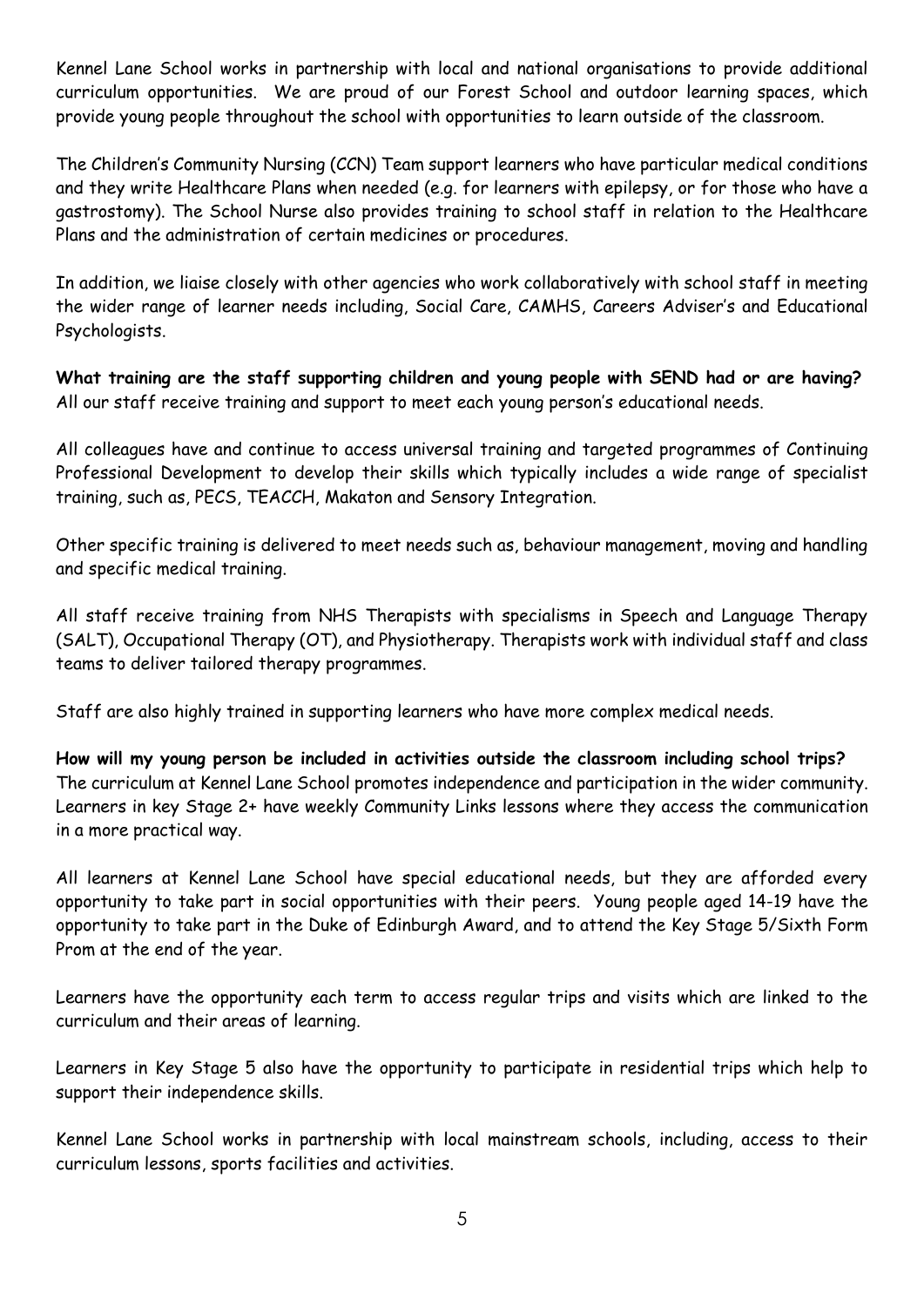Kennel Lane School works in partnership with local and national organisations to provide additional curriculum opportunities. We are proud of our Forest School and outdoor learning spaces, which provide young people throughout the school with opportunities to learn outside of the classroom.

The Children's Community Nursing (CCN) Team support learners who have particular medical conditions and they write Healthcare Plans when needed (e.g. for learners with epilepsy, or for those who have a gastrostomy). The School Nurse also provides training to school staff in relation to the Healthcare Plans and the administration of certain medicines or procedures.

In addition, we liaise closely with other agencies who work collaboratively with school staff in meeting the wider range of learner needs including, Social Care, CAMHS, Careers Adviser's and Educational Psychologists.

**What training are the staff supporting children and young people with SEND had or are having?**
All our staff receive training and support to meet each young person's educational needs.

All colleagues have and continue to access universal training and targeted programmes of Continuing Professional Development to develop their skills which typically includes a wide range of specialist training, such as, PECS, TEACCH, Makaton and Sensory Integration.

Other specific training is delivered to meet needs such as, behaviour management, moving and handling and specific medical training.

All staff receive training from NHS Therapists with specialisms in Speech and Language Therapy (SALT), Occupational Therapy (OT), and Physiotherapy. Therapists work with individual staff and class teams to deliver tailored therapy programmes.

Staff are also highly trained in supporting learners who have more complex medical needs.

**How will my young person be included in activities outside the classroom including school trips?**
The curriculum at Kennel Lane School promotes independence and participation in the wider community. Learners in key Stage 2+ have weekly Community Links lessons where they access the communication in a more practical way.

All learners at Kennel Lane School have special educational needs, but they are afforded every opportunity to take part in social opportunities with their peers. Young people aged 14-19 have the opportunity to take part in the Duke of Edinburgh Award, and to attend the Key Stage 5/Sixth Form Prom at the end of the year.

Learners have the opportunity each term to access regular trips and visits which are linked to the curriculum and their areas of learning.

Learners in Key Stage 5 also have the opportunity to participate in residential trips which help to support their independence skills.

Kennel Lane School works in partnership with local mainstream schools, including, access to their curriculum lessons, sports facilities and activities.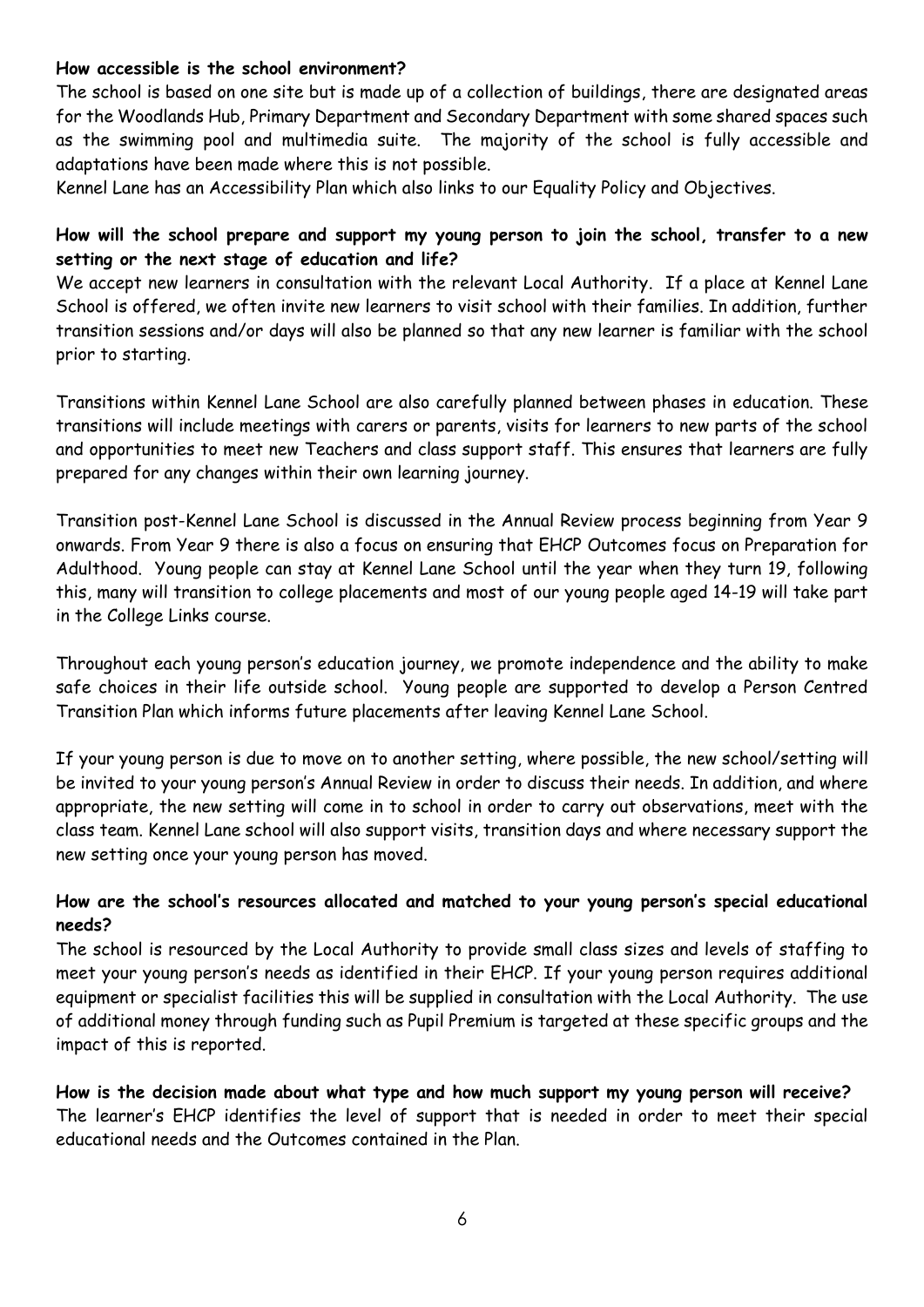**How accessible is the school environment?**

The school is based on one site but is made up of a collection of buildings, there are designated areas for the Woodlands Hub, Primary Department and Secondary Department with some shared spaces such as the swimming pool and multimedia suite. The majority of the school is fully accessible and adaptations have been made where this is not possible.

Kennel Lane has an Accessibility Plan which also links to our Equality Policy and Objectives.

**How will the school prepare and support my young person to join the school, transfer to a new setting or the next stage of education and life?**

We accept new learners in consultation with the relevant Local Authority. If a place at Kennel Lane School is offered, we often invite new learners to visit school with their families. In addition, further transition sessions and/or days will also be planned so that any new learner is familiar with the school prior to starting.

Transitions within Kennel Lane School are also carefully planned between phases in education. These transitions will include meetings with carers or parents, visits for learners to new parts of the school and opportunities to meet new Teachers and class support staff. This ensures that learners are fully prepared for any changes within their own learning journey.

Transition post-Kennel Lane School is discussed in the Annual Review process beginning from Year 9 onwards. From Year 9 there is also a focus on ensuring that EHCP Outcomes focus on Preparation for Adulthood. Young people can stay at Kennel Lane School until the year when they turn 19, following this, many will transition to college placements and most of our young people aged 14-19 will take part in the College Links course.

Throughout each young person's education journey, we promote independence and the ability to make safe choices in their life outside school. Young people are supported to develop a Person Centred Transition Plan which informs future placements after leaving Kennel Lane School.

If your young person is due to move on to another setting, where possible, the new school/setting will be invited to your young person's Annual Review in order to discuss their needs. In addition, and where appropriate, the new setting will come in to school in order to carry out observations, meet with the class team. Kennel Lane school will also support visits, transition days and where necessary support the new setting once your young person has moved.

**How are the school's resources allocated and matched to your young person's special educational needs?**

The school is resourced by the Local Authority to provide small class sizes and levels of staffing to meet your young person's needs as identified in their EHCP. If your young person requires additional equipment or specialist facilities this will be supplied in consultation with the Local Authority. The use of additional money through funding such as Pupil Premium is targeted at these specific groups and the impact of this is reported.

**How is the decision made about what type and how much support my young person will receive?**

The learner's EHCP identifies the level of support that is needed in order to meet their special educational needs and the Outcomes contained in the Plan.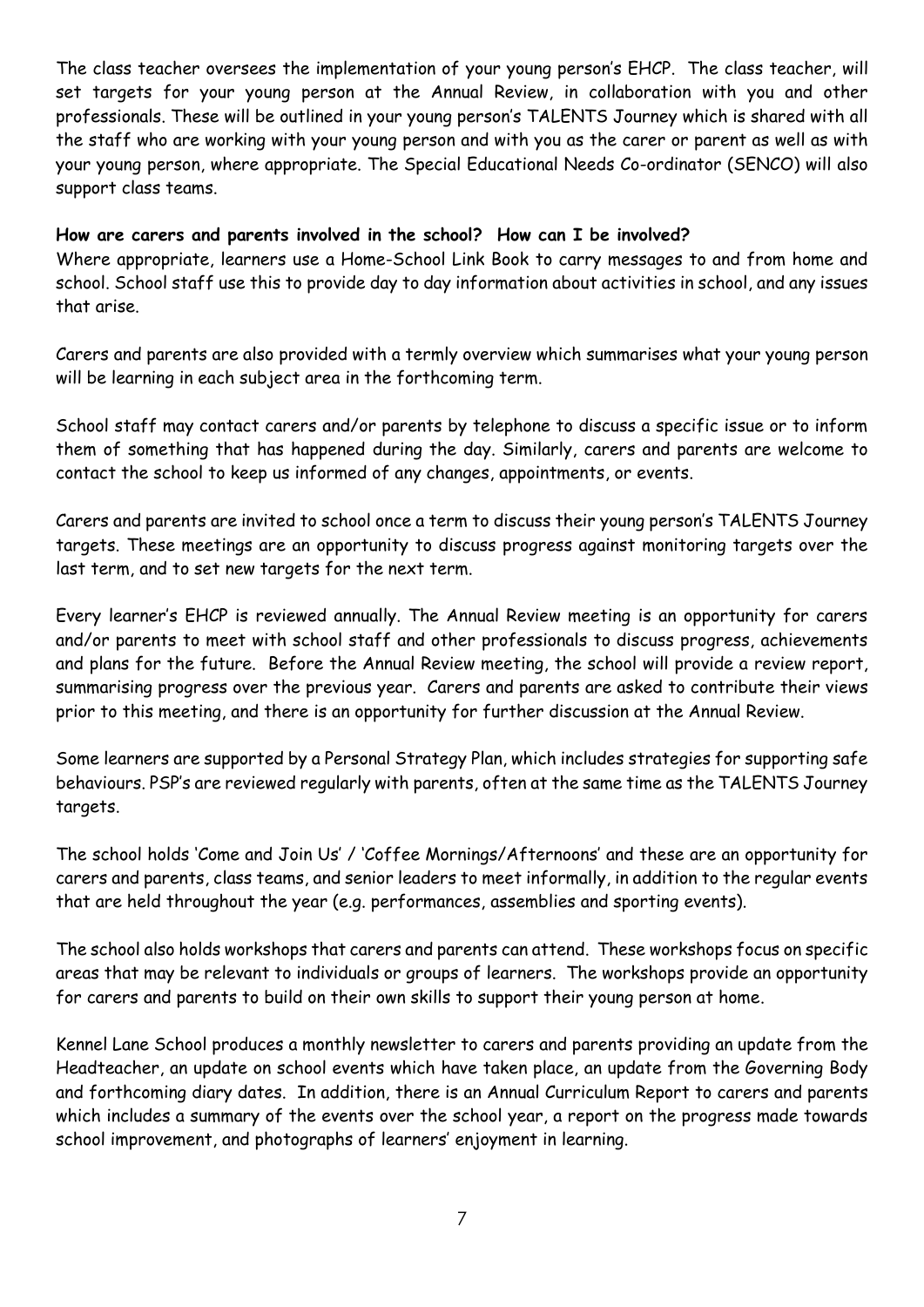The class teacher oversees the implementation of your young person's EHCP. The class teacher, will set targets for your young person at the Annual Review, in collaboration with you and other professionals. These will be outlined in your young person's TALENTS Journey which is shared with all the staff who are working with your young person and with you as the carer or parent as well as with your young person, where appropriate. The Special Educational Needs Co-ordinator (SENCO) will also support class teams.

**How are carers and parents involved in the school? How can I be involved?**

Where appropriate, learners use a Home-School Link Book to carry messages to and from home and school. School staff use this to provide day to day information about activities in school, and any issues that arise.

Carers and parents are also provided with a termly overview which summarises what your young person will be learning in each subject area in the forthcoming term.

School staff may contact carers and/or parents by telephone to discuss a specific issue or to inform them of something that has happened during the day. Similarly, carers and parents are welcome to contact the school to keep us informed of any changes, appointments, or events.

Carers and parents are invited to school once a term to discuss their young person's TALENTS Journey targets. These meetings are an opportunity to discuss progress against monitoring targets over the last term, and to set new targets for the next term.

Every learner's EHCP is reviewed annually. The Annual Review meeting is an opportunity for carers and/or parents to meet with school staff and other professionals to discuss progress, achievements and plans for the future. Before the Annual Review meeting, the school will provide a review report, summarising progress over the previous year. Carers and parents are asked to contribute their views prior to this meeting, and there is an opportunity for further discussion at the Annual Review.

Some learners are supported by a Personal Strategy Plan, which includes strategies for supporting safe behaviours. PSP's are reviewed regularly with parents, often at the same time as the TALENTS Journey targets.

The school holds 'Come and Join Us' / 'Coffee Mornings/Afternoons' and these are an opportunity for carers and parents, class teams, and senior leaders to meet informally, in addition to the regular events that are held throughout the year (e.g. performances, assemblies and sporting events).

The school also holds workshops that carers and parents can attend. These workshops focus on specific areas that may be relevant to individuals or groups of learners. The workshops provide an opportunity for carers and parents to build on their own skills to support their young person at home.

Kennel Lane School produces a monthly newsletter to carers and parents providing an update from the Headteacher, an update on school events which have taken place, an update from the Governing Body and forthcoming diary dates. In addition, there is an Annual Curriculum Report to carers and parents which includes a summary of the events over the school year, a report on the progress made towards school improvement, and photographs of learners' enjoyment in learning.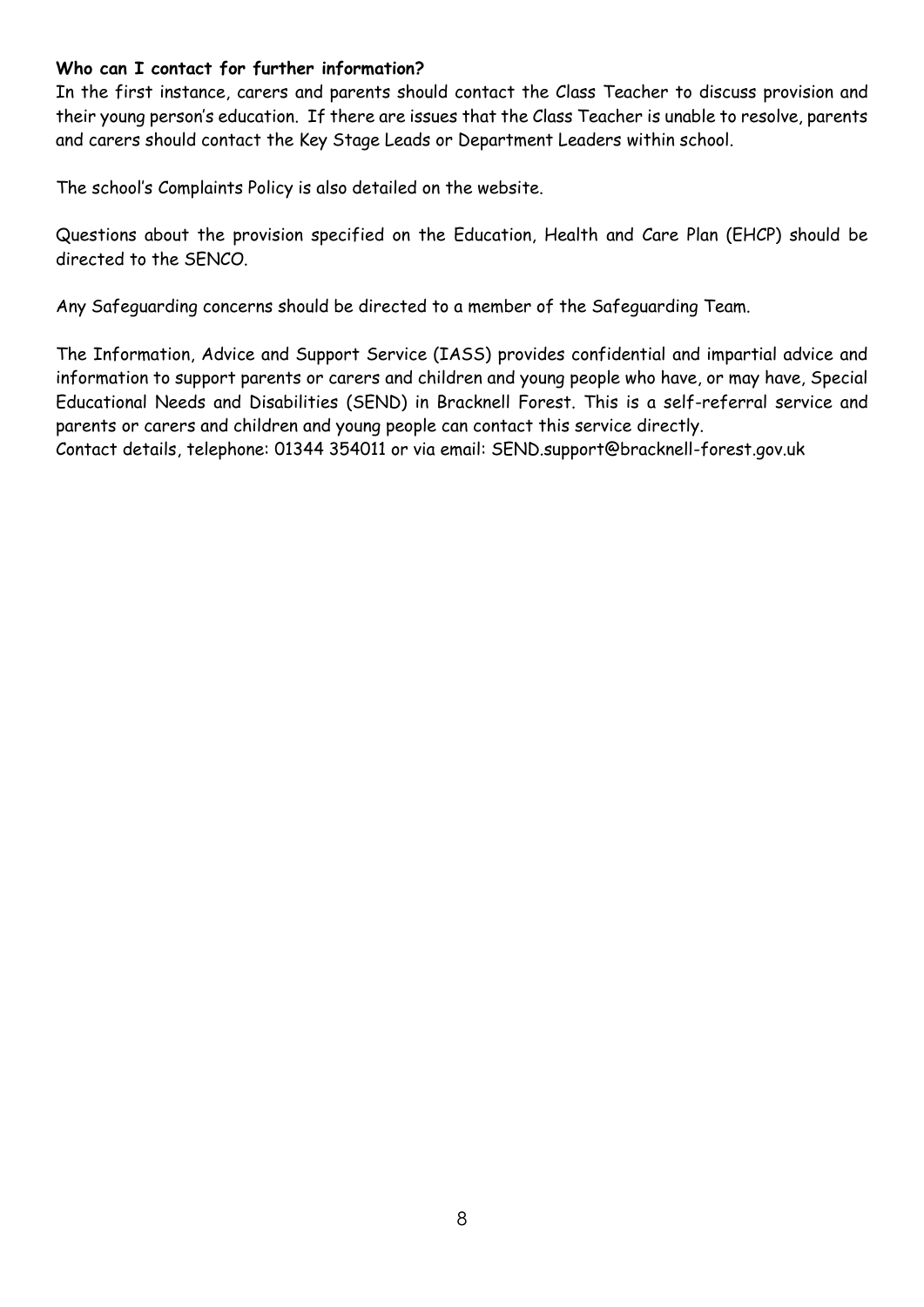**Who can I contact for further information?**

In the first instance, carers and parents should contact the Class Teacher to discuss provision and their young person's education. If there are issues that the Class Teacher is unable to resolve, parents and carers should contact the Key Stage Leads or Department Leaders within school.

The school's Complaints Policy is also detailed on the website.

Questions about the provision specified on the Education, Health and Care Plan (EHCP) should be directed to the SENCO.

Any Safeguarding concerns should be directed to a member of the Safeguarding Team.

The Information, Advice and Support Service (IASS) provides confidential and impartial advice and information to support parents or carers and children and young people who have, or may have, Special Educational Needs and Disabilities (SEND) in Bracknell Forest. This is a self-referral service and parents or carers and children and young people can contact this service directly.
Contact details, telephone: 01344 354011 or via email: SEND.support@bracknell-forest.gov.uk